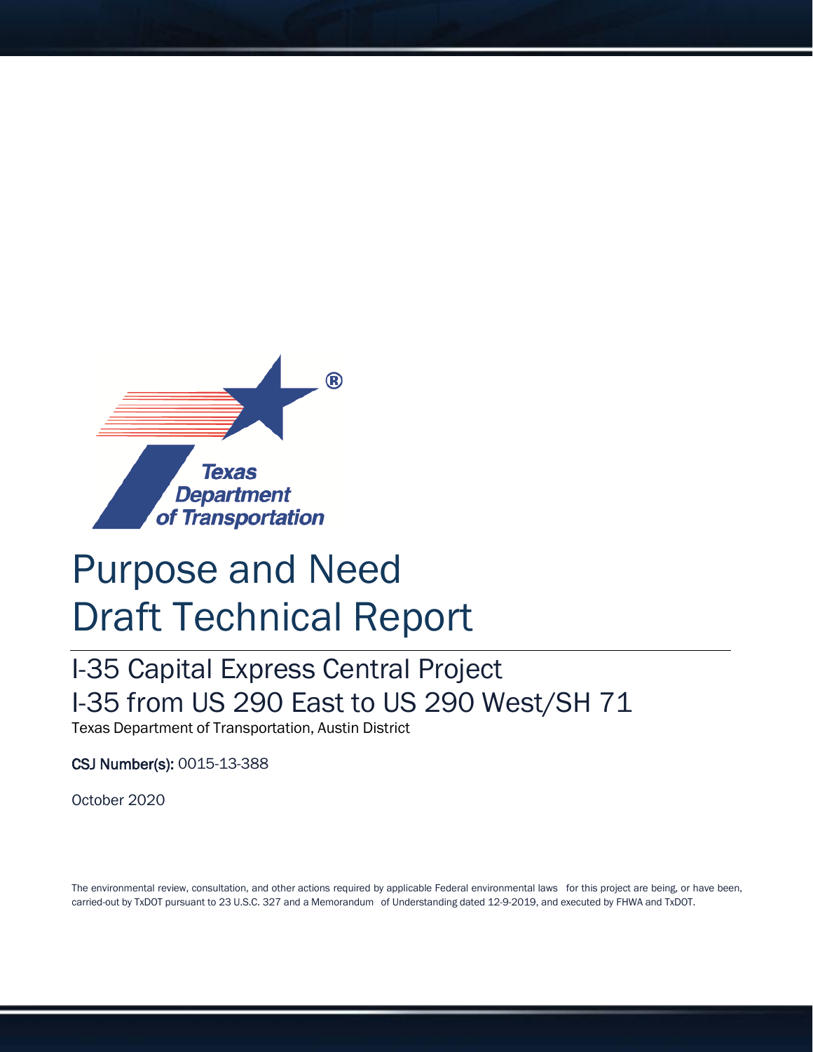Texas Department of Transportation

# Purpose and Need Draft Technical Report

## I-35 Capital Express Central Project
## I-35 from US 290 East to US 290 West/SH 71

Texas Department of Transportation, Austin District

**CSJ Number(s):** 0015-13-388

October 2020

The environmental review, consultation, and other actions required by applicable Federal environmental laws for this project are being, or have been, carried-out by TxDOT pursuant to 23 U.S.C. 327 and a Memorandum of Understanding dated 12-9-2019, and executed by FHWA and TxDOT.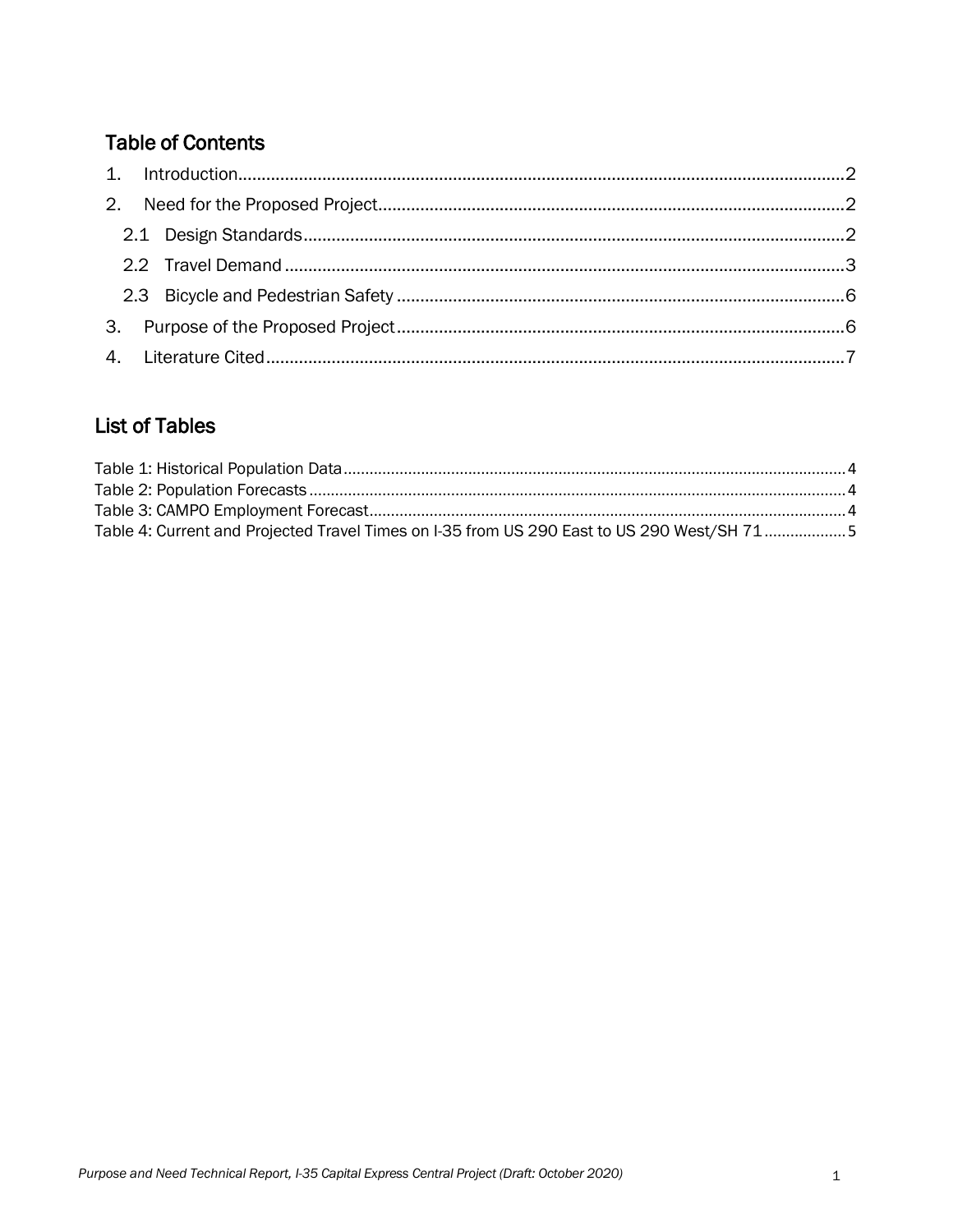## Table of Contents

1. Introduction........................................................................................................................2
2. Need for the Proposed Project...........................................................................................2
   - 2.1 Design Standards..........................................................................................................2
   - 2.2 Travel Demand...............................................................................................................3
   - 2.3 Bicycle and Pedestrian Safety........................................................................................6
3. Purpose of the Proposed Project.........................................................................................6
4. Literature Cited....................................................................................................................7

## List of Tables

Table 1: Historical Population Data..........................................................................................4
Table 2: Population Forecasts...................................................................................................4
Table 3: CAMPO Employment Forecast....................................................................................4
Table 4: Current and Projected Travel Times on I-35 from US 290 East to US 290 West/SH 71..................5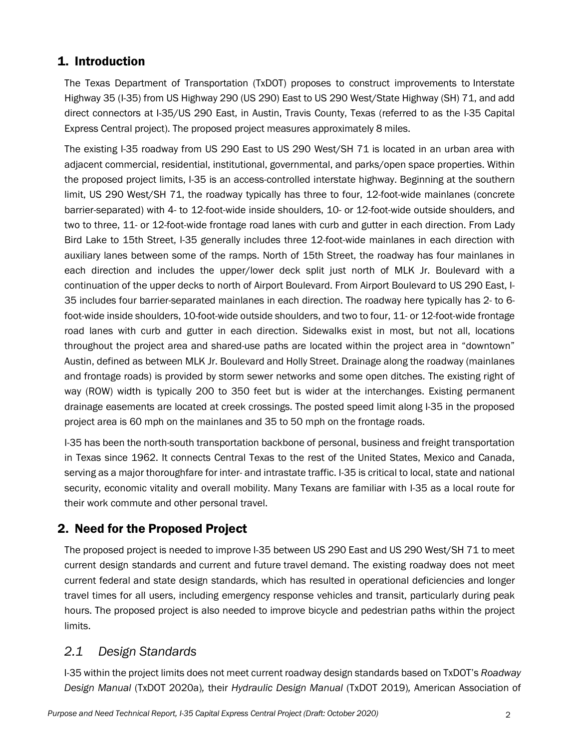## 1. Introduction

The Texas Department of Transportation (TxDOT) proposes to construct improvements to Interstate Highway 35 (I-35) from US Highway 290 (US 290) East to US 290 West/State Highway (SH) 71, and add direct connectors at I-35/US 290 East, in Austin, Travis County, Texas (referred to as the I-35 Capital Express Central project). The proposed project measures approximately 8 miles.

The existing I-35 roadway from US 290 East to US 290 West/SH 71 is located in an urban area with adjacent commercial, residential, institutional, governmental, and parks/open space properties. Within the proposed project limits, I-35 is an access-controlled interstate highway. Beginning at the southern limit, US 290 West/SH 71, the roadway typically has three to four, 12-foot-wide mainlanes (concrete barrier-separated) with 4- to 12-foot-wide inside shoulders, 10- or 12-foot-wide outside shoulders, and two to three, 11- or 12-foot-wide frontage road lanes with curb and gutter in each direction. From Lady Bird Lake to 15th Street, I-35 generally includes three 12-foot-wide mainlanes in each direction with auxiliary lanes between some of the ramps. North of 15th Street, the roadway has four mainlanes in each direction and includes the upper/lower deck split just north of MLK Jr. Boulevard with a continuation of the upper decks to north of Airport Boulevard. From Airport Boulevard to US 290 East, I-35 includes four barrier-separated mainlanes in each direction. The roadway here typically has 2- to 6-foot-wide inside shoulders, 10-foot-wide outside shoulders, and two to four, 11- or 12-foot-wide frontage road lanes with curb and gutter in each direction. Sidewalks exist in most, but not all, locations throughout the project area and shared-use paths are located within the project area in "downtown" Austin, defined as between MLK Jr. Boulevard and Holly Street. Drainage along the roadway (mainlanes and frontage roads) is provided by storm sewer networks and some open ditches. The existing right of way (ROW) width is typically 200 to 350 feet but is wider at the interchanges. Existing permanent drainage easements are located at creek crossings. The posted speed limit along I-35 in the proposed project area is 60 mph on the mainlanes and 35 to 50 mph on the frontage roads.

I-35 has been the north-south transportation backbone of personal, business and freight transportation in Texas since 1962. It connects Central Texas to the rest of the United States, Mexico and Canada, serving as a major thoroughfare for inter- and intrastate traffic. I-35 is critical to local, state and national security, economic vitality and overall mobility. Many Texans are familiar with I-35 as a local route for their work commute and other personal travel.

## 2. Need for the Proposed Project

The proposed project is needed to improve I-35 between US 290 East and US 290 West/SH 71 to meet current design standards and current and future travel demand. The existing roadway does not meet current federal and state design standards, which has resulted in operational deficiencies and longer travel times for all users, including emergency response vehicles and transit, particularly during peak hours. The proposed project is also needed to improve bicycle and pedestrian paths within the project limits.

### *2.1 Design Standards*

I-35 within the project limits does not meet current roadway design standards based on TxDOT's *Roadway Design Manual* (TxDOT 2020a), their *Hydraulic Design Manual* (TxDOT 2019), American Association of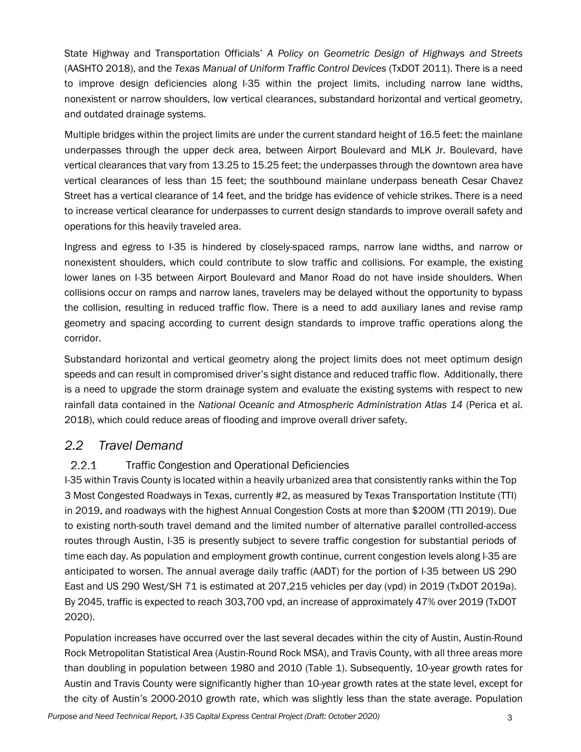State Highway and Transportation Officials' *A Policy on Geometric Design of Highways and Streets* (AASHTO 2018), and the *Texas Manual of Uniform Traffic Control Devices* (TxDOT 2011). There is a need to improve design deficiencies along I-35 within the project limits, including narrow lane widths, nonexistent or narrow shoulders, low vertical clearances, substandard horizontal and vertical geometry, and outdated drainage systems.

Multiple bridges within the project limits are under the current standard height of 16.5 feet: the mainlane underpasses through the upper deck area, between Airport Boulevard and MLK Jr. Boulevard, have vertical clearances that vary from 13.25 to 15.25 feet; the underpasses through the downtown area have vertical clearances of less than 15 feet; the southbound mainlane underpass beneath Cesar Chavez Street has a vertical clearance of 14 feet, and the bridge has evidence of vehicle strikes. There is a need to increase vertical clearance for underpasses to current design standards to improve overall safety and operations for this heavily traveled area.

Ingress and egress to I-35 is hindered by closely-spaced ramps, narrow lane widths, and narrow or nonexistent shoulders, which could contribute to slow traffic and collisions. For example, the existing lower lanes on I-35 between Airport Boulevard and Manor Road do not have inside shoulders. When collisions occur on ramps and narrow lanes, travelers may be delayed without the opportunity to bypass the collision, resulting in reduced traffic flow. There is a need to add auxiliary lanes and revise ramp geometry and spacing according to current design standards to improve traffic operations along the corridor.

Substandard horizontal and vertical geometry along the project limits does not meet optimum design speeds and can result in compromised driver's sight distance and reduced traffic flow. Additionally, there is a need to upgrade the storm drainage system and evaluate the existing systems with respect to new rainfall data contained in the *National Oceanic and Atmospheric Administration Atlas 14* (Perica et al. 2018), which could reduce areas of flooding and improve overall driver safety.

## *2.2 Travel Demand*

### 2.2.1 Traffic Congestion and Operational Deficiencies

I-35 within Travis County is located within a heavily urbanized area that consistently ranks within the Top 3 Most Congested Roadways in Texas, currently #2, as measured by Texas Transportation Institute (TTI) in 2019, and roadways with the highest Annual Congestion Costs at more than $200M (TTI 2019). Due to existing north-south travel demand and the limited number of alternative parallel controlled-access routes through Austin, I-35 is presently subject to severe traffic congestion for substantial periods of time each day. As population and employment growth continue, current congestion levels along I-35 are anticipated to worsen. The annual average daily traffic (AADT) for the portion of I-35 between US 290 East and US 290 West/SH 71 is estimated at 207,215 vehicles per day (vpd) in 2019 (TxDOT 2019a). By 2045, traffic is expected to reach 303,700 vpd, an increase of approximately 47% over 2019 (TxDOT 2020).

Population increases have occurred over the last several decades within the city of Austin, Austin-Round Rock Metropolitan Statistical Area (Austin-Round Rock MSA), and Travis County, with all three areas more than doubling in population between 1980 and 2010 (Table 1). Subsequently, 10-year growth rates for Austin and Travis County were significantly higher than 10-year growth rates at the state level, except for the city of Austin's 2000-2010 growth rate, which was slightly less than the state average. Population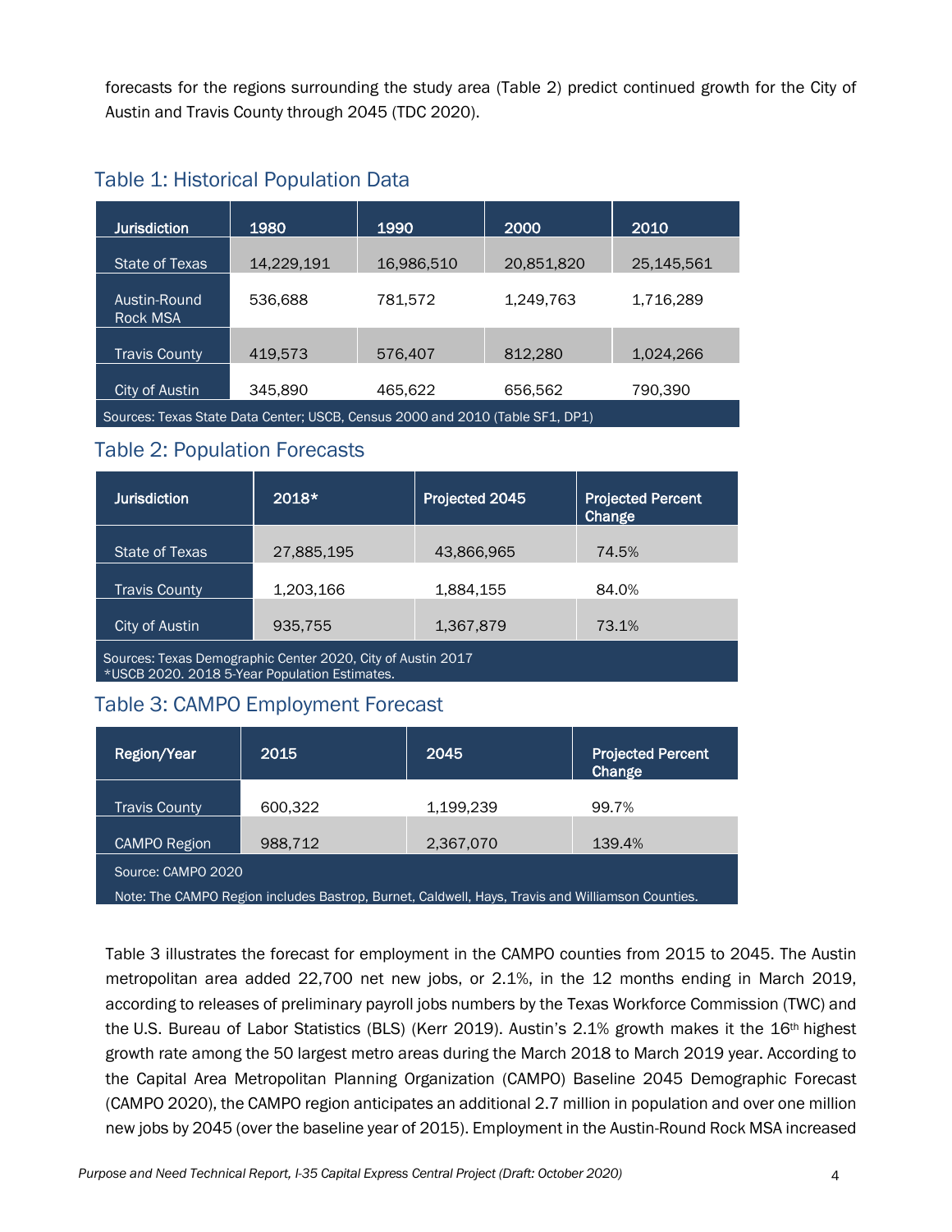forecasts for the regions surrounding the study area (Table 2) predict continued growth for the City of Austin and Travis County through 2045 (TDC 2020).

## Table 1: Historical Population Data

| Jurisdiction | 1980 | 1990 | 2000 | 2010 |
|---|---|---|---|---|
| State of Texas | 14,229,191 | 16,986,510 | 20,851,820 | 25,145,561 |
| Austin-Round Rock MSA | 536,688 | 781,572 | 1,249,763 | 1,716,289 |
| Travis County | 419,573 | 576,407 | 812,280 | 1,024,266 |
| City of Austin | 345,890 | 465,622 | 656,562 | 790,390 |

Sources: Texas State Data Center; USCB, Census 2000 and 2010 (Table SF1, DP1)

## Table 2: Population Forecasts

| Jurisdiction | 2018* | Projected 2045 | Projected Percent Change |
|---|---|---|---|
| State of Texas | 27,885,195 | 43,866,965 | 74.5% |
| Travis County | 1,203,166 | 1,884,155 | 84.0% |
| City of Austin | 935,755 | 1,367,879 | 73.1% |

Sources: Texas Demographic Center 2020, City of Austin 2017
*USCB 2020. 2018 5-Year Population Estimates.

## Table 3: CAMPO Employment Forecast

| Region/Year | 2015 | 2045 | Projected Percent Change |
|---|---|---|---|
| Travis County | 600,322 | 1,199,239 | 99.7% |
| CAMPO Region | 988,712 | 2,367,070 | 139.4% |

Source: CAMPO 2020

Note: The CAMPO Region includes Bastrop, Burnet, Caldwell, Hays, Travis and Williamson Counties.

Table 3 illustrates the forecast for employment in the CAMPO counties from 2015 to 2045. The Austin metropolitan area added 22,700 net new jobs, or 2.1%, in the 12 months ending in March 2019, according to releases of preliminary payroll jobs numbers by the Texas Workforce Commission (TWC) and the U.S. Bureau of Labor Statistics (BLS) (Kerr 2019). Austin's 2.1% growth makes it the 16th highest growth rate among the 50 largest metro areas during the March 2018 to March 2019 year. According to the Capital Area Metropolitan Planning Organization (CAMPO) Baseline 2045 Demographic Forecast (CAMPO 2020), the CAMPO region anticipates an additional 2.7 million in population and over one million new jobs by 2045 (over the baseline year of 2015). Employment in the Austin-Round Rock MSA increased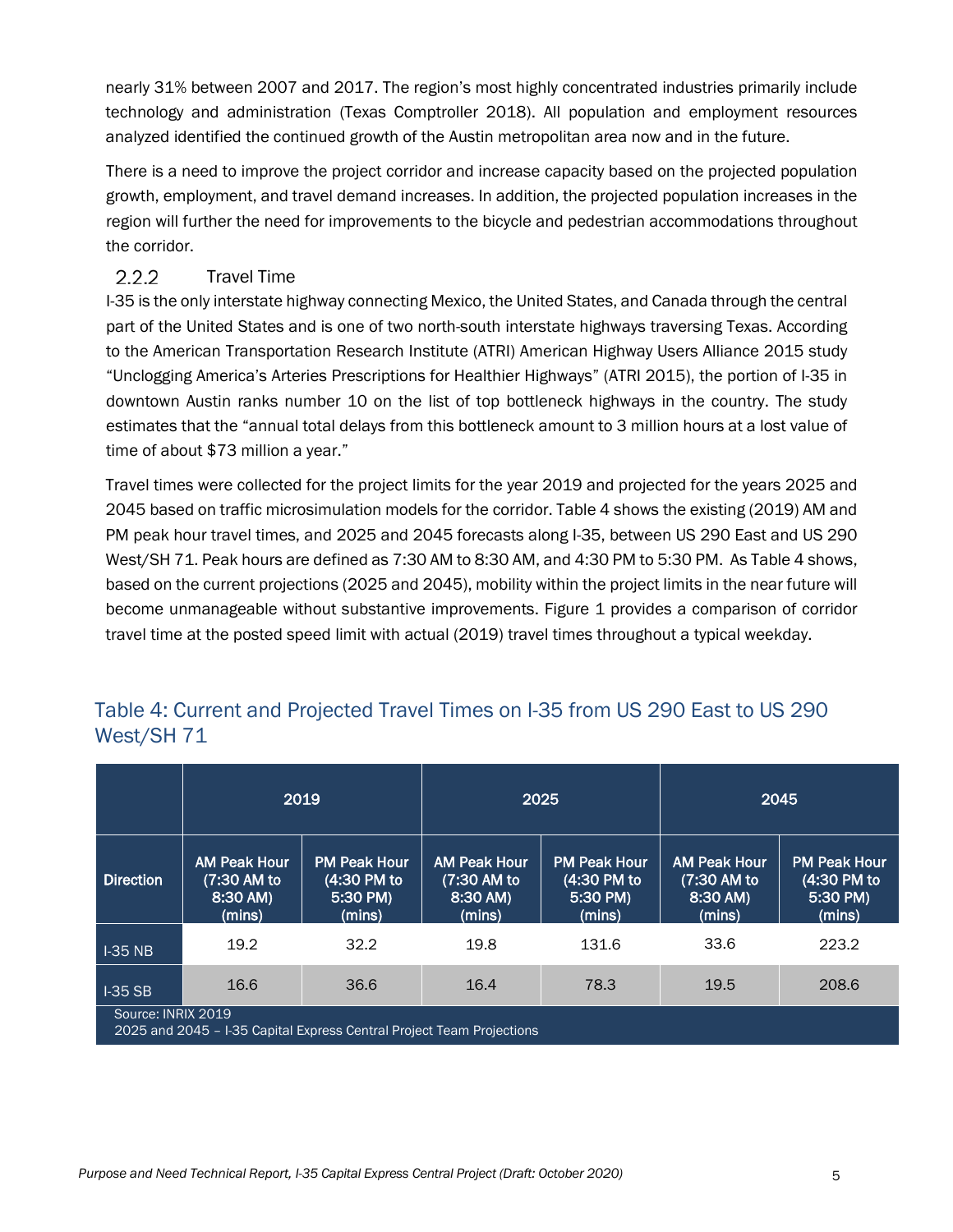nearly 31% between 2007 and 2017. The region's most highly concentrated industries primarily include technology and administration (Texas Comptroller 2018). All population and employment resources analyzed identified the continued growth of the Austin metropolitan area now and in the future.

There is a need to improve the project corridor and increase capacity based on the projected population growth, employment, and travel demand increases. In addition, the projected population increases in the region will further the need for improvements to the bicycle and pedestrian accommodations throughout the corridor.

### 2.2.2 Travel Time

I-35 is the only interstate highway connecting Mexico, the United States, and Canada through the central part of the United States and is one of two north-south interstate highways traversing Texas. According to the American Transportation Research Institute (ATRI) American Highway Users Alliance 2015 study "Unclogging America's Arteries Prescriptions for Healthier Highways" (ATRI 2015), the portion of I-35 in downtown Austin ranks number 10 on the list of top bottleneck highways in the country. The study estimates that the "annual total delays from this bottleneck amount to 3 million hours at a lost value of time of about $73 million a year."

Travel times were collected for the project limits for the year 2019 and projected for the years 2025 and 2045 based on traffic microsimulation models for the corridor. Table 4 shows the existing (2019) AM and PM peak hour travel times, and 2025 and 2045 forecasts along I-35, between US 290 East and US 290 West/SH 71. Peak hours are defined as 7:30 AM to 8:30 AM, and 4:30 PM to 5:30 PM. As Table 4 shows, based on the current projections (2025 and 2045), mobility within the project limits in the near future will become unmanageable without substantive improvements. Figure 1 provides a comparison of corridor travel time at the posted speed limit with actual (2019) travel times throughout a typical weekday.

## Table 4: Current and Projected Travel Times on I-35 from US 290 East to US 290 West/SH 71

| | 2019 | | 2025 | | 2045 | |
|---|---|---|---|---|---|---|
| **Direction** | **AM Peak Hour (7:30 AM to 8:30 AM) (mins)** | **PM Peak Hour (4:30 PM to 5:30 PM) (mins)** | **AM Peak Hour (7:30 AM to 8:30 AM) (mins)** | **PM Peak Hour (4:30 PM to 5:30 PM) (mins)** | **AM Peak Hour (7:30 AM to 8:30 AM) (mins)** | **PM Peak Hour (4:30 PM to 5:30 PM) (mins)** |
| I-35 NB | 19.2 | 32.2 | 19.8 | 131.6 | 33.6 | 223.2 |
| I-35 SB | 16.6 | 36.6 | 16.4 | 78.3 | 19.5 | 208.6 |

Source: INRIX 2019
2025 and 2045 – I-35 Capital Express Central Project Team Projections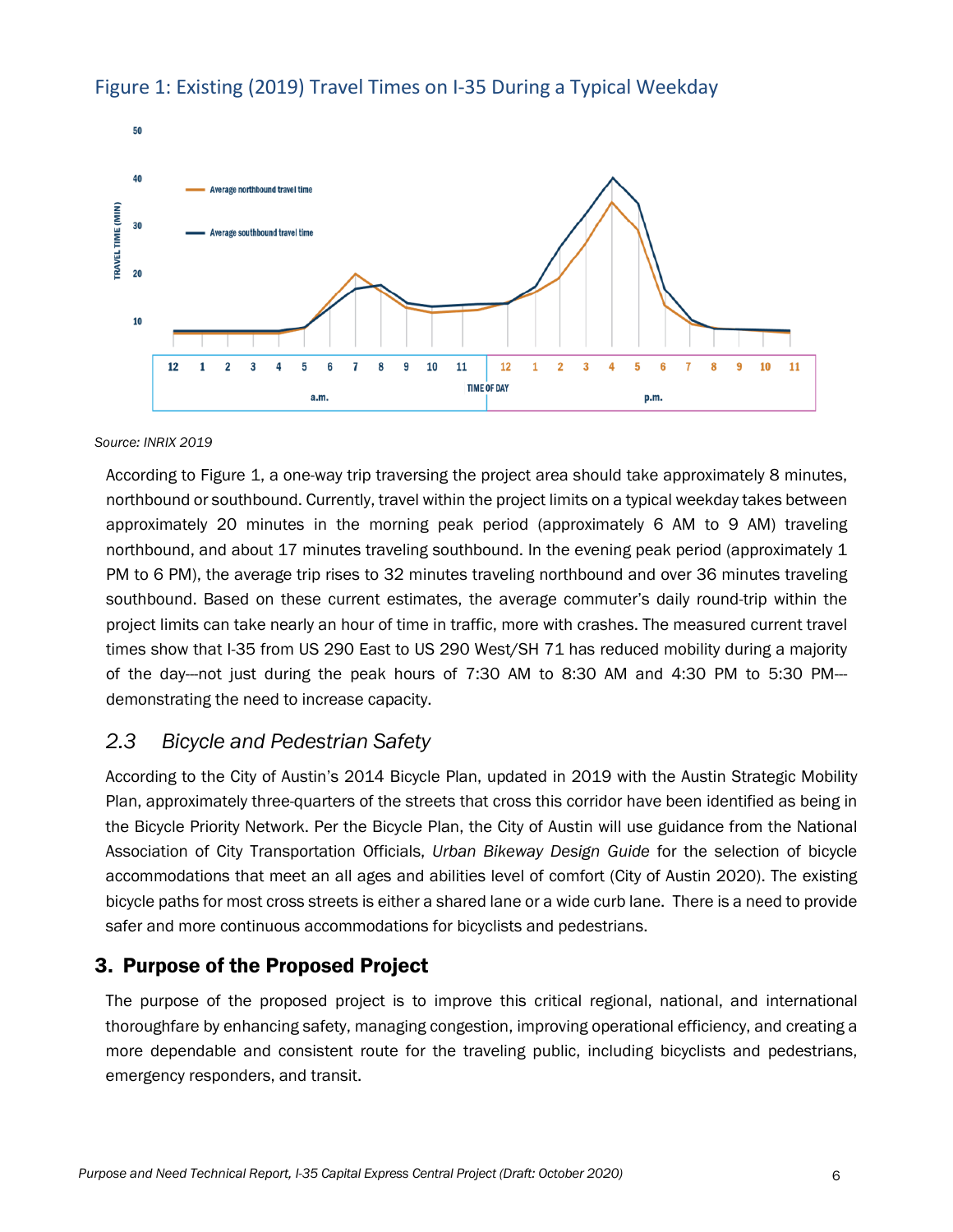## Figure 1: Existing (2019) Travel Times on I-35 During a Typical Weekday

TRAVEL TIME (MIN)

50

40

30

20

10

Average northbound travel time

Average southbound travel time

12 1 2 3 4 5 6 7 8 9 10 11 12 1 2 3 4 5 6 7 8 9 10 11

a.m.

TIME OF DAY

p.m.

*Source: INRIX 2019*

According to Figure 1, a one-way trip traversing the project area should take approximately 8 minutes, northbound or southbound. Currently, travel within the project limits on a typical weekday takes between approximately 20 minutes in the morning peak period (approximately 6 AM to 9 AM) traveling northbound, and about 17 minutes traveling southbound. In the evening peak period (approximately 1 PM to 6 PM), the average trip rises to 32 minutes traveling northbound and over 36 minutes traveling southbound. Based on these current estimates, the average commuter's daily round-trip within the project limits can take nearly an hour of time in traffic, more with crashes. The measured current travel times show that I-35 from US 290 East to US 290 West/SH 71 has reduced mobility during a majority of the day—not just during the peak hours of 7:30 AM to 8:30 AM and 4:30 PM to 5:30 PM—demonstrating the need to increase capacity.

### *2.3 Bicycle and Pedestrian Safety*

According to the City of Austin's 2014 Bicycle Plan, updated in 2019 with the Austin Strategic Mobility Plan, approximately three-quarters of the streets that cross this corridor have been identified as being in the Bicycle Priority Network. Per the Bicycle Plan, the City of Austin will use guidance from the National Association of City Transportation Officials, *Urban Bikeway Design Guide* for the selection of bicycle accommodations that meet an all ages and abilities level of comfort (City of Austin 2020). The existing bicycle paths for most cross streets is either a shared lane or a wide curb lane. There is a need to provide safer and more continuous accommodations for bicyclists and pedestrians.

## 3. Purpose of the Proposed Project

The purpose of the proposed project is to improve this critical regional, national, and international thoroughfare by enhancing safety, managing congestion, improving operational efficiency, and creating a more dependable and consistent route for the traveling public, including bicyclists and pedestrians, emergency responders, and transit.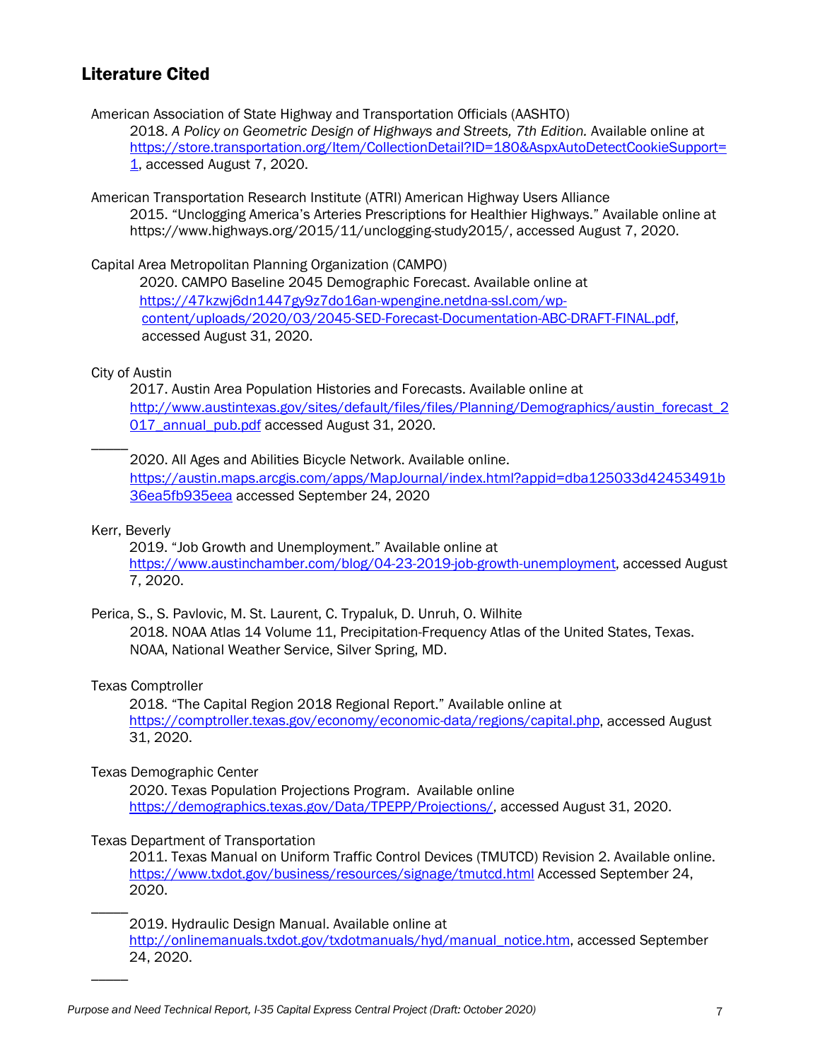## Literature Cited

American Association of State Highway and Transportation Officials (AASHTO)
2018. *A Policy on Geometric Design of Highways and Streets, 7th Edition.* Available online at https://store.transportation.org/Item/CollectionDetail?ID=180&AspxAutoDetectCookieSupport=1, accessed August 7, 2020.

American Transportation Research Institute (ATRI) American Highway Users Alliance
2015. "Unclogging America's Arteries Prescriptions for Healthier Highways." Available online at https://www.highways.org/2015/11/unclogging-study2015/, accessed August 7, 2020.

Capital Area Metropolitan Planning Organization (CAMPO)
2020. CAMPO Baseline 2045 Demographic Forecast. Available online at https://47kzwj6dn1447gy9z7do16an-wpengine.netdna-ssl.com/wp-content/uploads/2020/03/2045-SED-Forecast-Documentation-ABC-DRAFT-FINAL.pdf, accessed August 31, 2020.

City of Austin
2017. Austin Area Population Histories and Forecasts. Available online at http://www.austintexas.gov/sites/default/files/files/Planning/Demographics/austin_forecast_2017_annual_pub.pdf accessed August 31, 2020.

_____
2020. All Ages and Abilities Bicycle Network. Available online. https://austin.maps.arcgis.com/apps/MapJournal/index.html?appid=dba125033d42453491b36ea5fb935eea accessed September 24, 2020

Kerr, Beverly
2019. "Job Growth and Unemployment." Available online at https://www.austinchamber.com/blog/04-23-2019-job-growth-unemployment, accessed August 7, 2020.

Perica, S., S. Pavlovic, M. St. Laurent, C. Trypaluk, D. Unruh, O. Wilhite
2018. NOAA Atlas 14 Volume 11, Precipitation-Frequency Atlas of the United States, Texas. NOAA, National Weather Service, Silver Spring, MD.

Texas Comptroller
2018. "The Capital Region 2018 Regional Report." Available online at https://comptroller.texas.gov/economy/economic-data/regions/capital.php, accessed August 31, 2020.

Texas Demographic Center
2020. Texas Population Projections Program. Available online https://demographics.texas.gov/Data/TPEPP/Projections/, accessed August 31, 2020.

Texas Department of Transportation
2011. Texas Manual on Uniform Traffic Control Devices (TMUTCD) Revision 2. Available online. https://www.txdot.gov/business/resources/signage/tmutcd.html Accessed September 24, 2020.

_____
2019. Hydraulic Design Manual. Available online at http://onlinemanuals.txdot.gov/txdotmanuals/hyd/manual_notice.htm, accessed September 24, 2020.

_____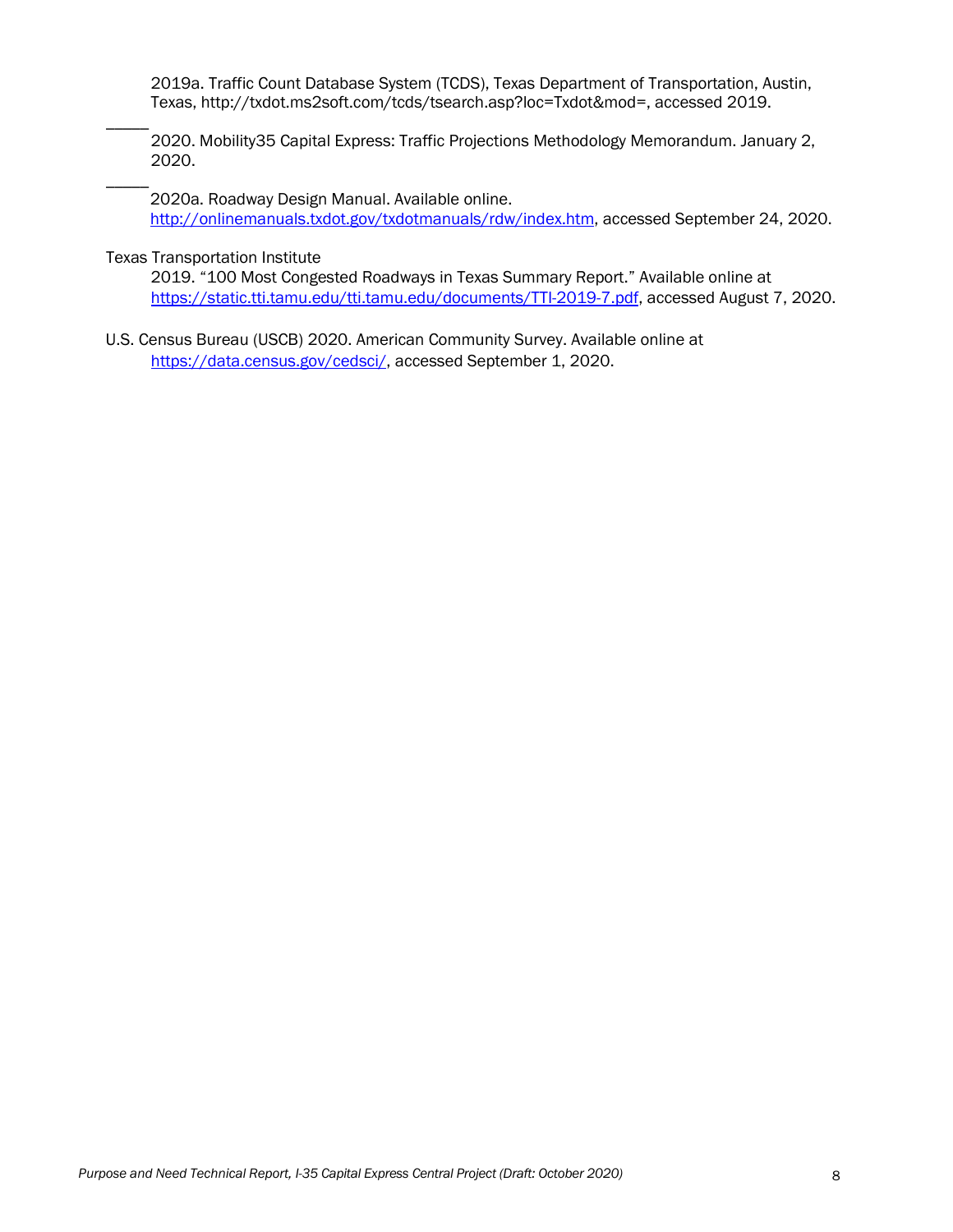2019a. Traffic Count Database System (TCDS), Texas Department of Transportation, Austin, Texas, http://txdot.ms2soft.com/tcds/tsearch.asp?loc=Txdot&mod=, accessed 2019.

_____ 2020. Mobility35 Capital Express: Traffic Projections Methodology Memorandum. January 2, 2020.

_____ 2020a. Roadway Design Manual. Available online. http://onlinemanuals.txdot.gov/txdotmanuals/rdw/index.htm, accessed September 24, 2020.

Texas Transportation Institute

2019. "100 Most Congested Roadways in Texas Summary Report." Available online at https://static.tti.tamu.edu/tti.tamu.edu/documents/TTI-2019-7.pdf, accessed August 7, 2020.

U.S. Census Bureau (USCB) 2020. American Community Survey. Available online at https://data.census.gov/cedsci/, accessed September 1, 2020.